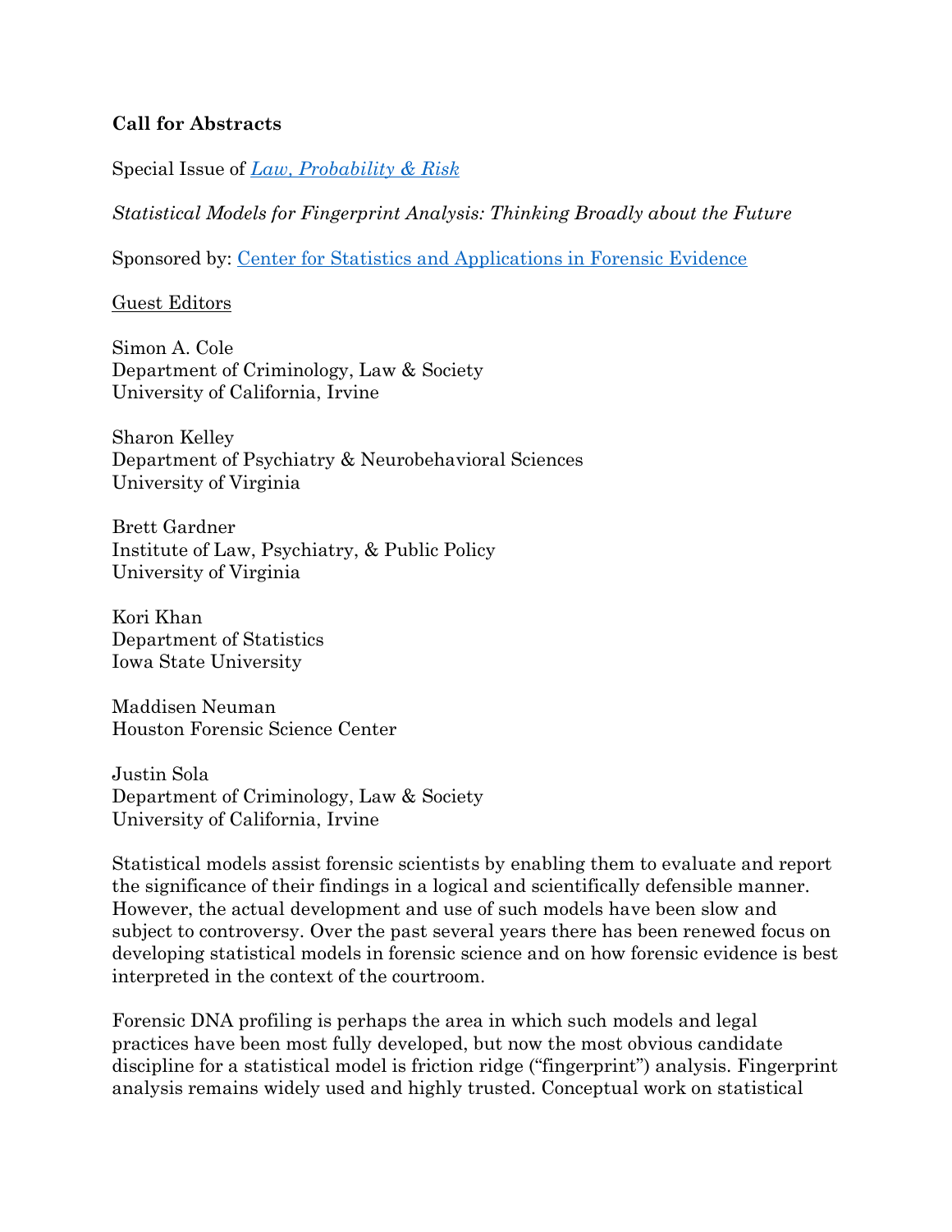**Call for Abstracts**

Special Issue of [*Law, Probability & Risk*]()

*Statistical Models for Fingerprint Analysis: Thinking Broadly about the Future*

Sponsored by: [Center for Statistics and Applications in Forensic Evidence]()

Guest Editors

Simon A. Cole
Department of Criminology, Law & Society
University of California, Irvine

Sharon Kelley
Department of Psychiatry & Neurobehavioral Sciences
University of Virginia

Brett Gardner
Institute of Law, Psychiatry, & Public Policy
University of Virginia

Kori Khan
Department of Statistics
Iowa State University

Maddisen Neuman
Houston Forensic Science Center

Justin Sola
Department of Criminology, Law & Society
University of California, Irvine

Statistical models assist forensic scientists by enabling them to evaluate and report the significance of their findings in a logical and scientifically defensible manner. However, the actual development and use of such models have been slow and subject to controversy. Over the past several years there has been renewed focus on developing statistical models in forensic science and on how forensic evidence is best interpreted in the context of the courtroom.

Forensic DNA profiling is perhaps the area in which such models and legal practices have been most fully developed, but now the most obvious candidate discipline for a statistical model is friction ridge ("fingerprint") analysis. Fingerprint analysis remains widely used and highly trusted. Conceptual work on statistical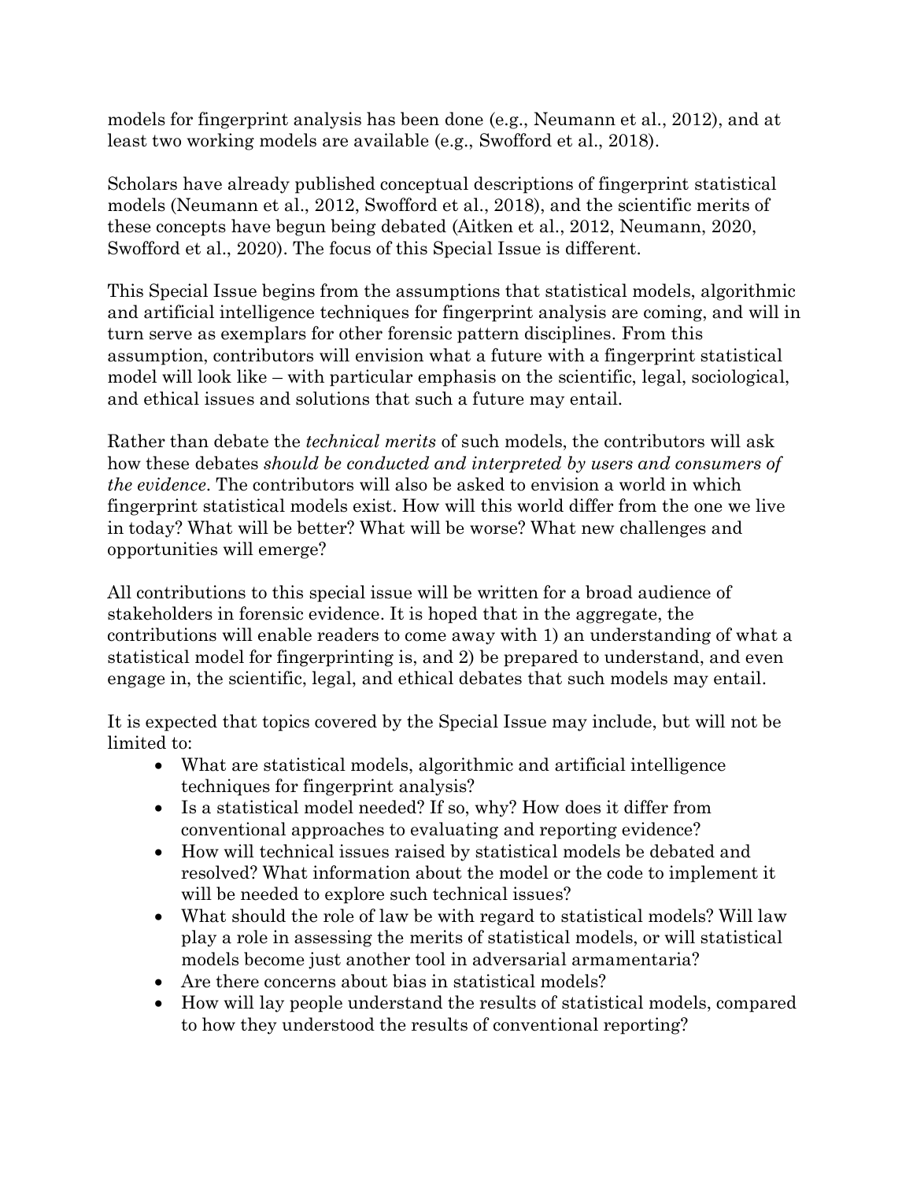models for fingerprint analysis has been done (e.g., Neumann et al., 2012), and at least two working models are available (e.g., Swofford et al., 2018).

Scholars have already published conceptual descriptions of fingerprint statistical models (Neumann et al., 2012, Swofford et al., 2018), and the scientific merits of these concepts have begun being debated (Aitken et al., 2012, Neumann, 2020, Swofford et al., 2020). The focus of this Special Issue is different.

This Special Issue begins from the assumptions that statistical models, algorithmic and artificial intelligence techniques for fingerprint analysis are coming, and will in turn serve as exemplars for other forensic pattern disciplines. From this assumption, contributors will envision what a future with a fingerprint statistical model will look like – with particular emphasis on the scientific, legal, sociological, and ethical issues and solutions that such a future may entail.

Rather than debate the *technical merits* of such models, the contributors will ask how these debates *should be conducted and interpreted by users and consumers of the evidence*. The contributors will also be asked to envision a world in which fingerprint statistical models exist. How will this world differ from the one we live in today? What will be better? What will be worse? What new challenges and opportunities will emerge?

All contributions to this special issue will be written for a broad audience of stakeholders in forensic evidence. It is hoped that in the aggregate, the contributions will enable readers to come away with 1) an understanding of what a statistical model for fingerprinting is, and 2) be prepared to understand, and even engage in, the scientific, legal, and ethical debates that such models may entail.

It is expected that topics covered by the Special Issue may include, but will not be limited to:

- What are statistical models, algorithmic and artificial intelligence techniques for fingerprint analysis?
- Is a statistical model needed? If so, why? How does it differ from conventional approaches to evaluating and reporting evidence?
- How will technical issues raised by statistical models be debated and resolved? What information about the model or the code to implement it will be needed to explore such technical issues?
- What should the role of law be with regard to statistical models? Will law play a role in assessing the merits of statistical models, or will statistical models become just another tool in adversarial armamentaria?
- Are there concerns about bias in statistical models?
- How will lay people understand the results of statistical models, compared to how they understood the results of conventional reporting?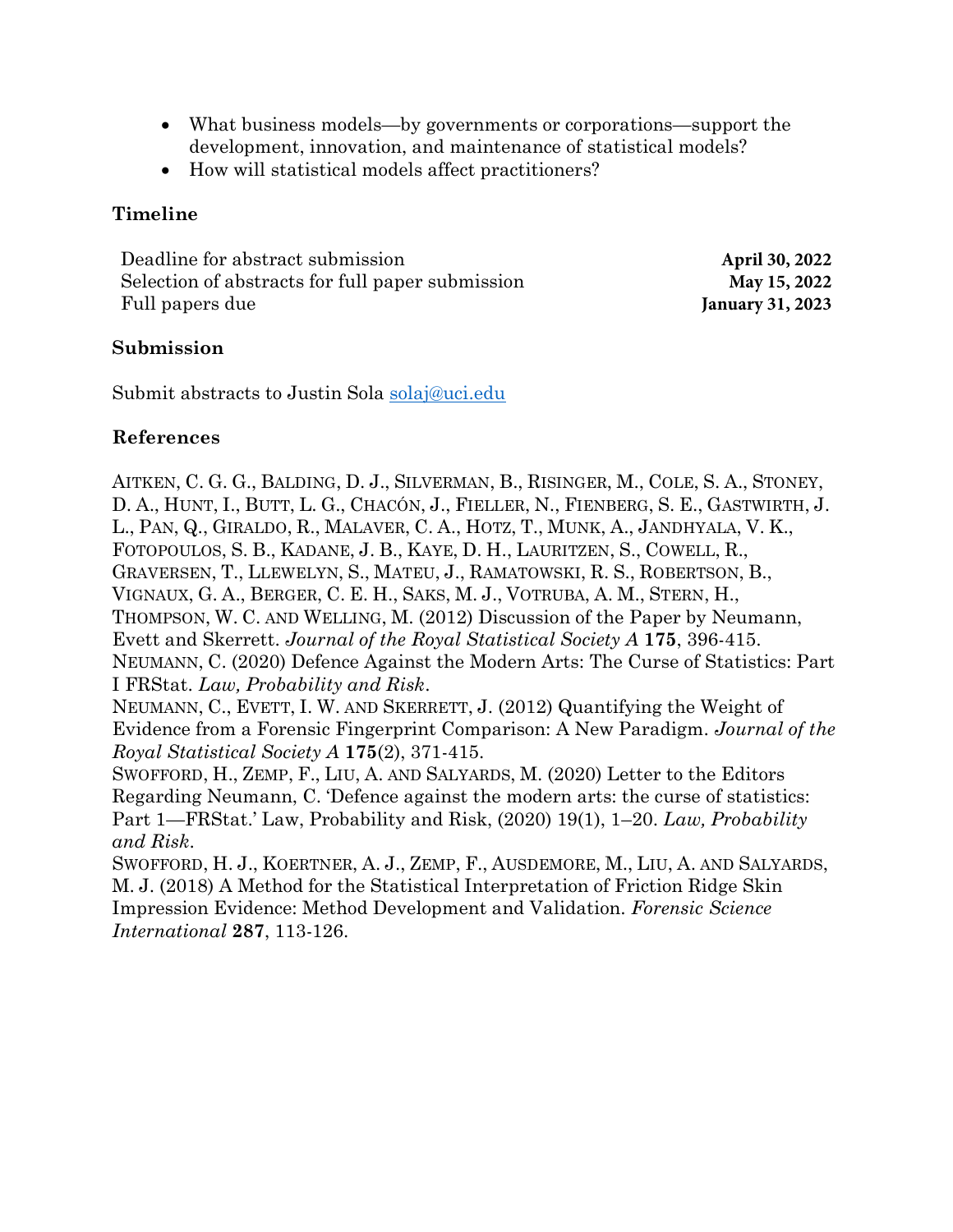- What business models—by governments or corporations—support the development, innovation, and maintenance of statistical models?
- How will statistical models affect practitioners?

## Timeline

| | |
|---|---|
| Deadline for abstract submission | **April 30, 2022** |
| Selection of abstracts for full paper submission | **May 15, 2022** |
| Full papers due | **January 31, 2023** |

## Submission

Submit abstracts to Justin Sola solaj@uci.edu

## References

AITKEN, C. G. G., BALDING, D. J., SILVERMAN, B., RISINGER, M., COLE, S. A., STONEY, D. A., HUNT, I., BUTT, L. G., CHACÓN, J., FIELLER, N., FIENBERG, S. E., GASTWIRTH, J. L., PAN, Q., GIRALDO, R., MALAVER, C. A., HOTZ, T., MUNK, A., JANDHYALA, V. K., FOTOPOULOS, S. B., KADANE, J. B., KAYE, D. H., LAURITZEN, S., COWELL, R., GRAVERSEN, T., LLEWELYN, S., MATEU, J., RAMATOWSKI, R. S., ROBERTSON, B., VIGNAUX, G. A., BERGER, C. E. H., SAKS, M. J., VOTRUBA, A. M., STERN, H., THOMPSON, W. C. AND WELLING, M. (2012) Discussion of the Paper by Neumann, Evett and Skerrett. *Journal of the Royal Statistical Society A* **175**, 396-415.

NEUMANN, C. (2020) Defence Against the Modern Arts: The Curse of Statistics: Part I FRStat. *Law, Probability and Risk*.

NEUMANN, C., EVETT, I. W. AND SKERRETT, J. (2012) Quantifying the Weight of Evidence from a Forensic Fingerprint Comparison: A New Paradigm. *Journal of the Royal Statistical Society A* **175**(2), 371-415.

SWOFFORD, H., ZEMP, F., LIU, A. AND SALYARDS, M. (2020) Letter to the Editors Regarding Neumann, C. 'Defence against the modern arts: the curse of statistics: Part 1—FRStat.' Law, Probability and Risk, (2020) 19(1), 1–20. *Law, Probability and Risk*.

SWOFFORD, H. J., KOERTNER, A. J., ZEMP, F., AUSDEMORE, M., LIU, A. AND SALYARDS, M. J. (2018) A Method for the Statistical Interpretation of Friction Ridge Skin Impression Evidence: Method Development and Validation. *Forensic Science International* **287**, 113-126.